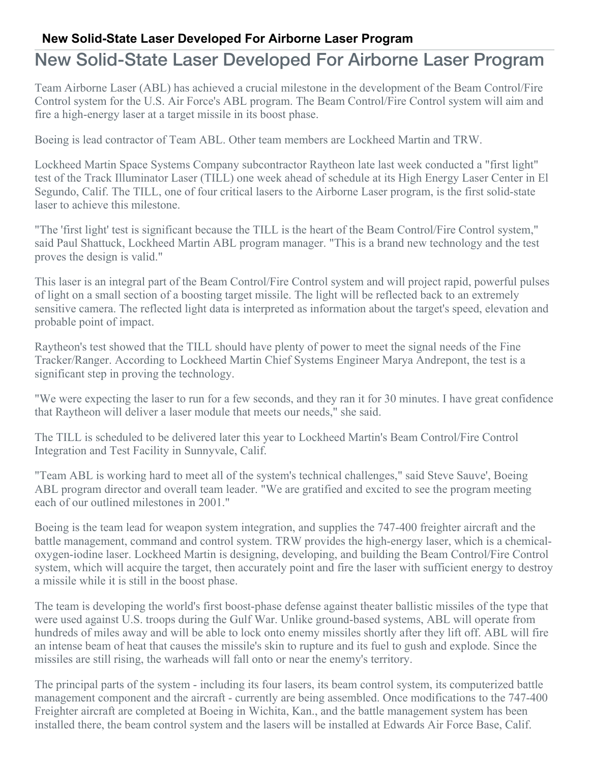# New Solid-State Laser Developed For Airborne Laser Program

Team Airborne Laser (ABL) has achieved a crucial milestone in the development of the Beam Control/Fire Control system for the U.S. Air Force's ABL program. The Beam Control/Fire Control system will aim and fire a high-energy laser at a target missile in its boost phase.

Boeing is lead contractor of Team ABL. Other team members are Lockheed Martin and TRW.

Lockheed Martin Space Systems Company subcontractor Raytheon late last week conducted a "first light" test of the Track Illuminator Laser (TILL) one week ahead of schedule at its High Energy Laser Center in El Segundo, Calif. The TILL, one of four critical lasers to the Airborne Laser program, is the first solid-state laser to achieve this milestone.

"The 'first light' test is significant because the TILL is the heart of the Beam Control/Fire Control system," said Paul Shattuck, Lockheed Martin ABL program manager. "This is a brand new technology and the test proves the design is valid."

This laser is an integral part of the Beam Control/Fire Control system and will project rapid, powerful pulses of light on a small section of a boosting target missile. The light will be reflected back to an extremely sensitive camera. The reflected light data is interpreted as information about the target's speed, elevation and probable point of impact.

Raytheon's test showed that the TILL should have plenty of power to meet the signal needs of the Fine Tracker/Ranger. According to Lockheed Martin Chief Systems Engineer Marya Andrepont, the test is a significant step in proving the technology.

"We were expecting the laser to run for a few seconds, and they ran it for 30 minutes. I have great confidence that Raytheon will deliver a laser module that meets our needs," she said.

The TILL is scheduled to be delivered later this year to Lockheed Martin's Beam Control/Fire Control Integration and Test Facility in Sunnyvale, Calif.

"Team ABL is working hard to meet all of the system's technical challenges," said Steve Sauve', Boeing ABL program director and overall team leader. "We are gratified and excited to see the program meeting each of our outlined milestones in 2001."

Boeing is the team lead for weapon system integration, and supplies the 747-400 freighter aircraft and the battle management, command and control system. TRW provides the high-energy laser, which is a chemical-oxygen-iodine laser. Lockheed Martin is designing, developing, and building the Beam Control/Fire Control system, which will acquire the target, then accurately point and fire the laser with sufficient energy to destroy a missile while it is still in the boost phase.

The team is developing the world's first boost-phase defense against theater ballistic missiles of the type that were used against U.S. troops during the Gulf War. Unlike ground-based systems, ABL will operate from hundreds of miles away and will be able to lock onto enemy missiles shortly after they lift off. ABL will fire an intense beam of heat that causes the missile's skin to rupture and its fuel to gush and explode. Since the missiles are still rising, the warheads will fall onto or near the enemy's territory.

The principal parts of the system - including its four lasers, its beam control system, its computerized battle management component and the aircraft - currently are being assembled. Once modifications to the 747-400 Freighter aircraft are completed at Boeing in Wichita, Kan., and the battle management system has been installed there, the beam control system and the lasers will be installed at Edwards Air Force Base, Calif.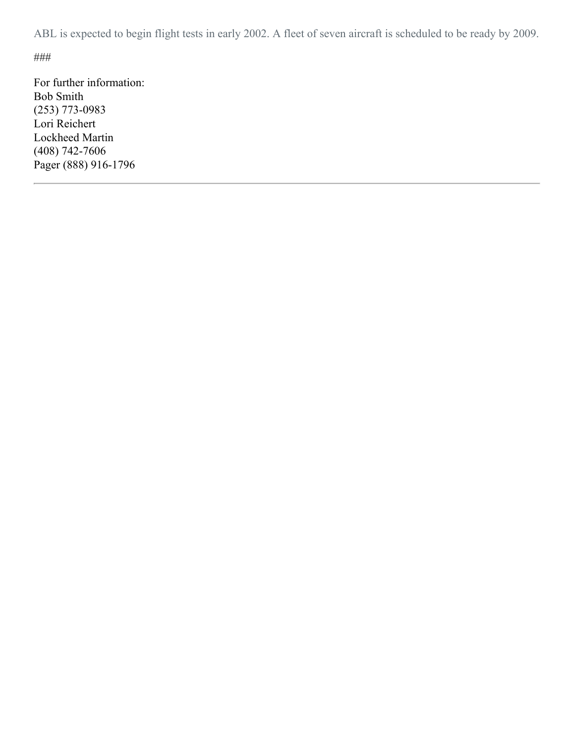ABL is expected to begin flight tests in early 2002. A fleet of seven aircraft is scheduled to be ready by 2009.

###

For further information:
Bob Smith
(253) 773-0983
Lori Reichert
Lockheed Martin
(408) 742-7606
Pager (888) 916-1796

---